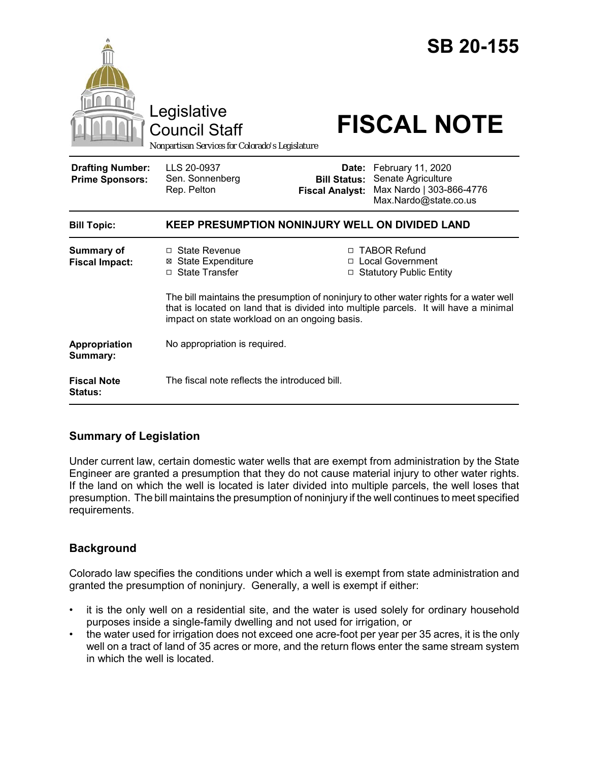# SB 20-155

Legislative Council Staff

*Nonpartisan Services for Colorado's Legislature*

# FISCAL NOTE

| | | | |
|---|---|---|---|
| **Drafting Number:** | LLS 20-0937 | **Date:** | February 11, 2020 |
| **Prime Sponsors:** | Sen. Sonnenberg<br>Rep. Pelton | **Bill Status:** | Senate Agriculture |
| | | **Fiscal Analyst:** | Max Nardo \| 303-866-4776<br>Max.Nardo@state.co.us |

| | |
|---|---|
| **Bill Topic:** | **KEEP PRESUMPTION NONINJURY WELL ON DIVIDED LAND** |
| **Summary of Fiscal Impact:** | ☐ State Revenue<br>☒ State Expenditure<br>☐ State Transfer<br>☐ TABOR Refund<br>☐ Local Government<br>☐ Statutory Public Entity<br><br>The bill maintains the presumption of noninjury to other water rights for a water well that is located on land that is divided into multiple parcels. It will have a minimal impact on state workload on an ongoing basis. |
| **Appropriation Summary:** | No appropriation is required. |
| **Fiscal Note Status:** | The fiscal note reflects the introduced bill. |

## Summary of Legislation

Under current law, certain domestic water wells that are exempt from administration by the State Engineer are granted a presumption that they do not cause material injury to other water rights. If the land on which the well is located is later divided into multiple parcels, the well loses that presumption. The bill maintains the presumption of noninjury if the well continues to meet specified requirements.

## Background

Colorado law specifies the conditions under which a well is exempt from state administration and granted the presumption of noninjury. Generally, a well is exempt if either:

- it is the only well on a residential site, and the water is used solely for ordinary household purposes inside a single-family dwelling and not used for irrigation, or
- the water used for irrigation does not exceed one acre-foot per year per 35 acres, it is the only well on a tract of land of 35 acres or more, and the return flows enter the same stream system in which the well is located.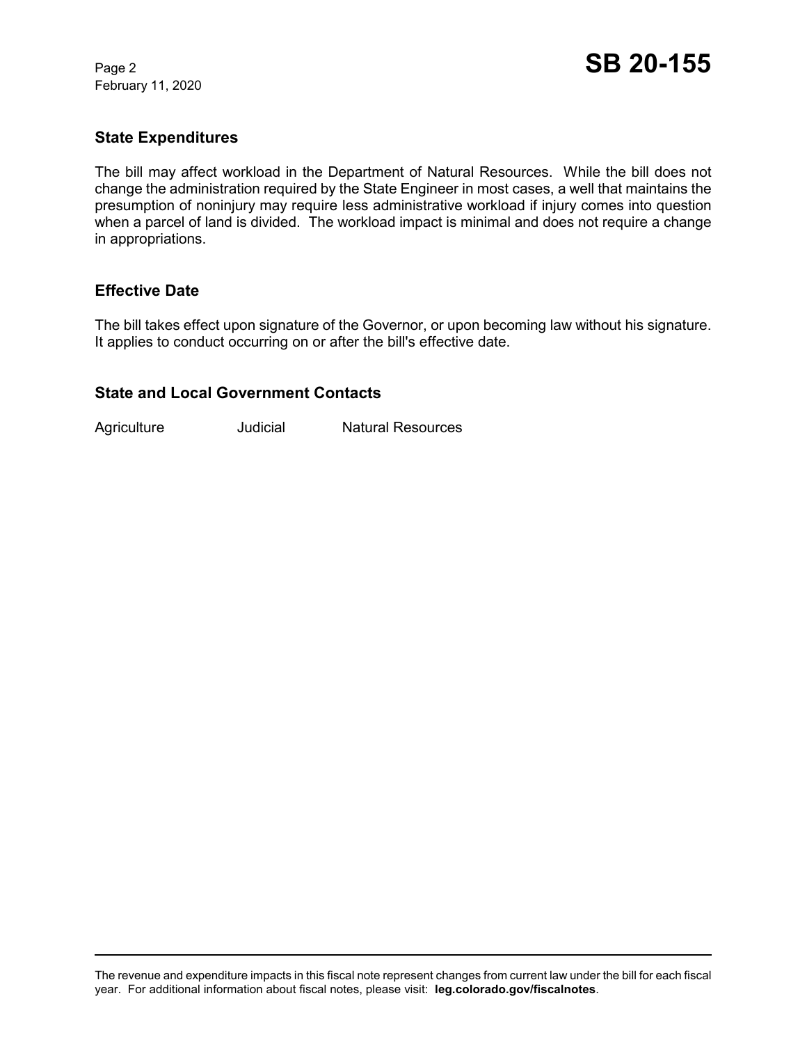## State Expenditures

The bill may affect workload in the Department of Natural Resources. While the bill does not change the administration required by the State Engineer in most cases, a well that maintains the presumption of noninjury may require less administrative workload if injury comes into question when a parcel of land is divided. The workload impact is minimal and does not require a change in appropriations.

## Effective Date

The bill takes effect upon signature of the Governor, or upon becoming law without his signature. It applies to conduct occurring on or after the bill's effective date.

## State and Local Government Contacts

Agriculture Judicial Natural Resources

The revenue and expenditure impacts in this fiscal note represent changes from current law under the bill for each fiscal year. For additional information about fiscal notes, please visit: **leg.colorado.gov/fiscalnotes**.